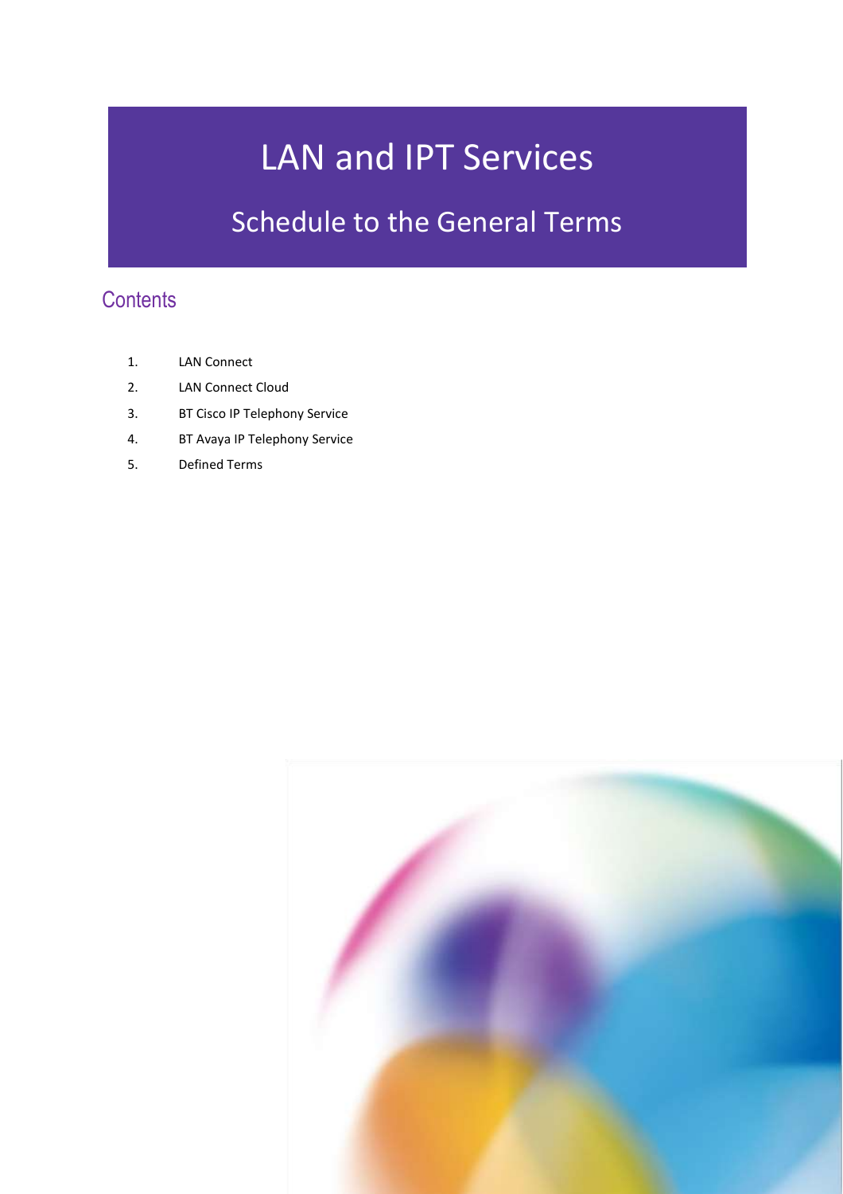# LAN and IPT Services

## Schedule to the General Terms

## Contents

1. LAN Connect
2. LAN Connect Cloud
3. BT Cisco IP Telephony Service
4. BT Avaya IP Telephony Service
5. Defined Terms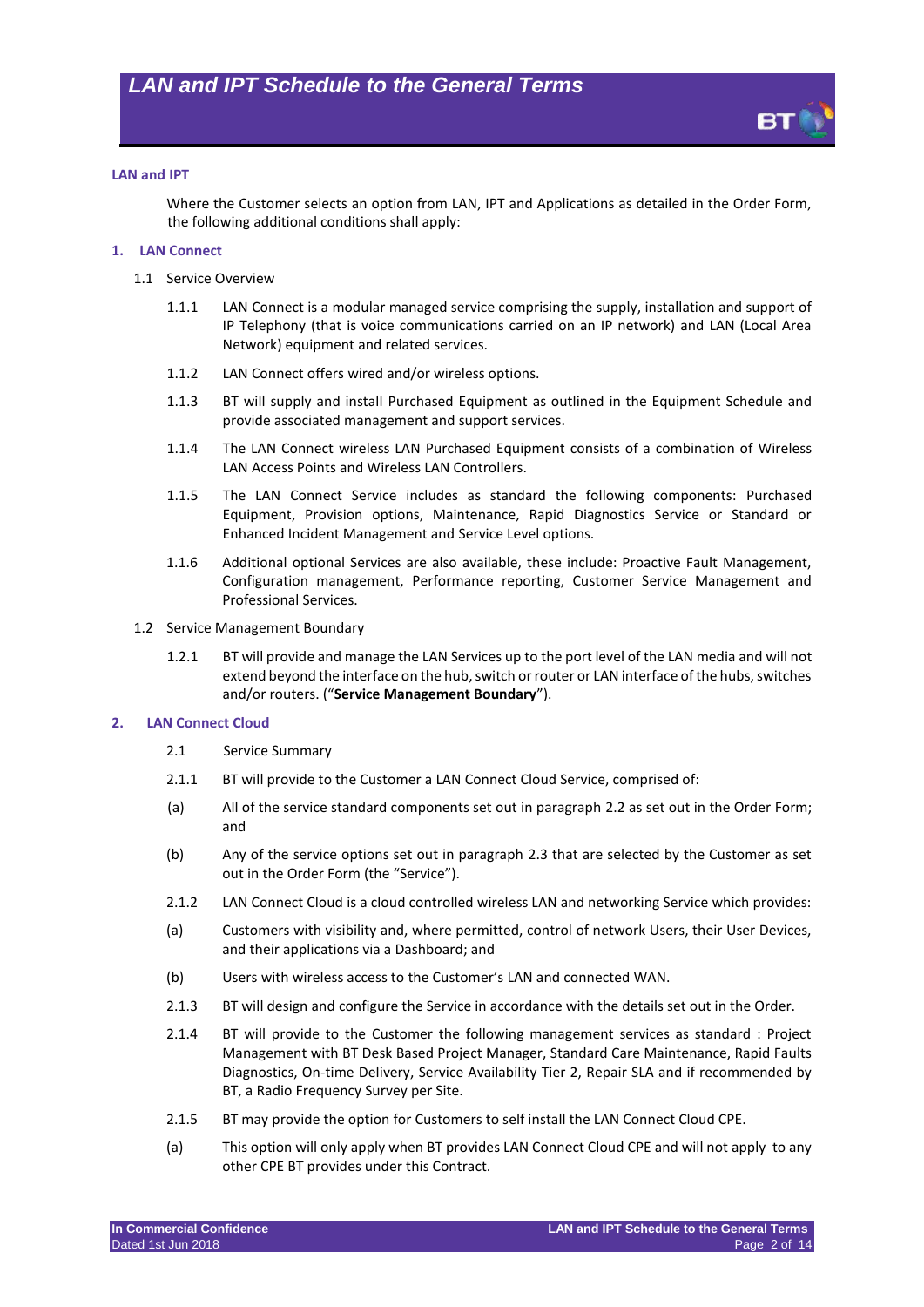## LAN and IPT

Where the Customer selects an option from LAN, IPT and Applications as detailed in the Order Form, the following additional conditions shall apply:

### 1. LAN Connect

1.1 Service Overview

1.1.1 LAN Connect is a modular managed service comprising the supply, installation and support of IP Telephony (that is voice communications carried on an IP network) and LAN (Local Area Network) equipment and related services.

1.1.2 LAN Connect offers wired and/or wireless options.

1.1.3 BT will supply and install Purchased Equipment as outlined in the Equipment Schedule and provide associated management and support services.

1.1.4 The LAN Connect wireless LAN Purchased Equipment consists of a combination of Wireless LAN Access Points and Wireless LAN Controllers.

1.1.5 The LAN Connect Service includes as standard the following components: Purchased Equipment, Provision options, Maintenance, Rapid Diagnostics Service or Standard or Enhanced Incident Management and Service Level options.

1.1.6 Additional optional Services are also available, these include: Proactive Fault Management, Configuration management, Performance reporting, Customer Service Management and Professional Services.

1.2 Service Management Boundary

1.2.1 BT will provide and manage the LAN Services up to the port level of the LAN media and will not extend beyond the interface on the hub, switch or router or LAN interface of the hubs, switches and/or routers. ("**Service Management Boundary**").

### 2. LAN Connect Cloud

2.1 Service Summary

2.1.1 BT will provide to the Customer a LAN Connect Cloud Service, comprised of:

(a) All of the service standard components set out in paragraph 2.2 as set out in the Order Form; and

(b) Any of the service options set out in paragraph 2.3 that are selected by the Customer as set out in the Order Form (the "Service").

2.1.2 LAN Connect Cloud is a cloud controlled wireless LAN and networking Service which provides:

(a) Customers with visibility and, where permitted, control of network Users, their User Devices, and their applications via a Dashboard; and

(b) Users with wireless access to the Customer's LAN and connected WAN.

2.1.3 BT will design and configure the Service in accordance with the details set out in the Order.

2.1.4 BT will provide to the Customer the following management services as standard : Project Management with BT Desk Based Project Manager, Standard Care Maintenance, Rapid Faults Diagnostics, On-time Delivery, Service Availability Tier 2, Repair SLA and if recommended by BT, a Radio Frequency Survey per Site.

2.1.5 BT may provide the option for Customers to self install the LAN Connect Cloud CPE.

(a) This option will only apply when BT provides LAN Connect Cloud CPE and will not apply to any other CPE BT provides under this Contract.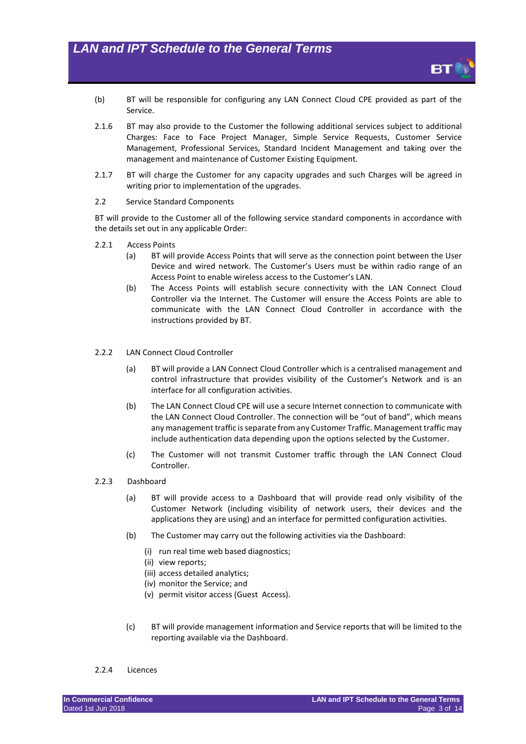(b) BT will be responsible for configuring any LAN Connect Cloud CPE provided as part of the Service.

2.1.6 BT may also provide to the Customer the following additional services subject to additional Charges: Face to Face Project Manager, Simple Service Requests, Customer Service Management, Professional Services, Standard Incident Management and taking over the management and maintenance of Customer Existing Equipment.

2.1.7 BT will charge the Customer for any capacity upgrades and such Charges will be agreed in writing prior to implementation of the upgrades.

2.2 Service Standard Components

BT will provide to the Customer all of the following service standard components in accordance with the details set out in any applicable Order:

2.2.1 Access Points

- (a) BT will provide Access Points that will serve as the connection point between the User Device and wired network. The Customer's Users must be within radio range of an Access Point to enable wireless access to the Customer's LAN.
- (b) The Access Points will establish secure connectivity with the LAN Connect Cloud Controller via the Internet. The Customer will ensure the Access Points are able to communicate with the LAN Connect Cloud Controller in accordance with the instructions provided by BT.

2.2.2 LAN Connect Cloud Controller

- (a) BT will provide a LAN Connect Cloud Controller which is a centralised management and control infrastructure that provides visibility of the Customer's Network and is an interface for all configuration activities.
- (b) The LAN Connect Cloud CPE will use a secure Internet connection to communicate with the LAN Connect Cloud Controller. The connection will be "out of band", which means any management traffic is separate from any Customer Traffic. Management traffic may include authentication data depending upon the options selected by the Customer.
- (c) The Customer will not transmit Customer traffic through the LAN Connect Cloud Controller.

2.2.3 Dashboard

- (a) BT will provide access to a Dashboard that will provide read only visibility of the Customer Network (including visibility of network users, their devices and the applications they are using) and an interface for permitted configuration activities.
- (b) The Customer may carry out the following activities via the Dashboard:
  - (i) run real time web based diagnostics;
  - (ii) view reports;
  - (iii) access detailed analytics;
  - (iv) monitor the Service; and
  - (v) permit visitor access (Guest Access).
- (c) BT will provide management information and Service reports that will be limited to the reporting available via the Dashboard.

2.2.4 Licences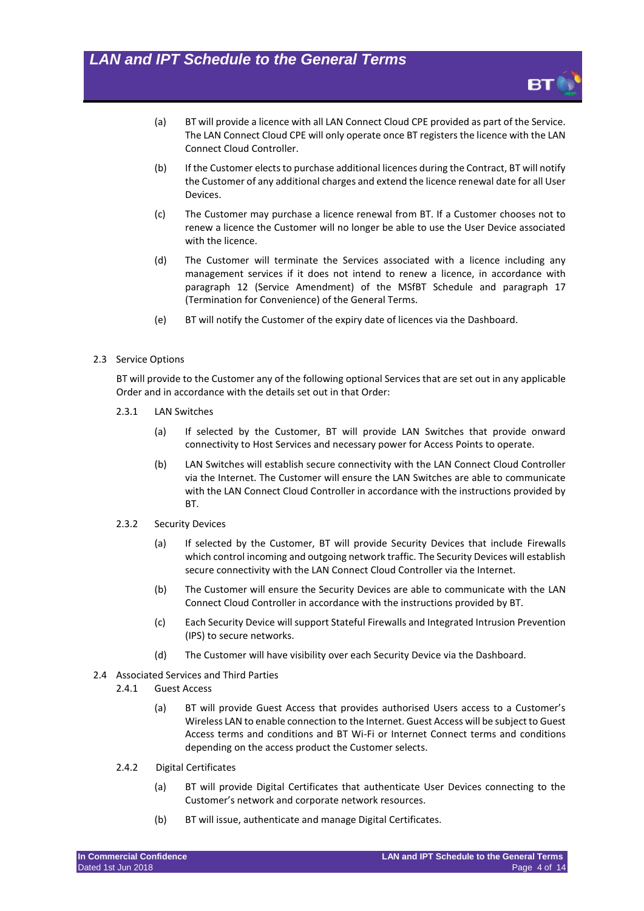(a) BT will provide a licence with all LAN Connect Cloud CPE provided as part of the Service. The LAN Connect Cloud CPE will only operate once BT registers the licence with the LAN Connect Cloud Controller.

(b) If the Customer elects to purchase additional licences during the Contract, BT will notify the Customer of any additional charges and extend the licence renewal date for all User Devices.

(c) The Customer may purchase a licence renewal from BT. If a Customer chooses not to renew a licence the Customer will no longer be able to use the User Device associated with the licence.

(d) The Customer will terminate the Services associated with a licence including any management services if it does not intend to renew a licence, in accordance with paragraph 12 (Service Amendment) of the MSfBT Schedule and paragraph 17 (Termination for Convenience) of the General Terms.

(e) BT will notify the Customer of the expiry date of licences via the Dashboard.

2.3 Service Options

BT will provide to the Customer any of the following optional Services that are set out in any applicable Order and in accordance with the details set out in that Order:

2.3.1 LAN Switches

(a) If selected by the Customer, BT will provide LAN Switches that provide onward connectivity to Host Services and necessary power for Access Points to operate.

(b) LAN Switches will establish secure connectivity with the LAN Connect Cloud Controller via the Internet. The Customer will ensure the LAN Switches are able to communicate with the LAN Connect Cloud Controller in accordance with the instructions provided by BT.

2.3.2 Security Devices

(a) If selected by the Customer, BT will provide Security Devices that include Firewalls which control incoming and outgoing network traffic. The Security Devices will establish secure connectivity with the LAN Connect Cloud Controller via the Internet.

(b) The Customer will ensure the Security Devices are able to communicate with the LAN Connect Cloud Controller in accordance with the instructions provided by BT.

(c) Each Security Device will support Stateful Firewalls and Integrated Intrusion Prevention (IPS) to secure networks.

(d) The Customer will have visibility over each Security Device via the Dashboard.

2.4 Associated Services and Third Parties

2.4.1 Guest Access

(a) BT will provide Guest Access that provides authorised Users access to a Customer's Wireless LAN to enable connection to the Internet. Guest Access will be subject to Guest Access terms and conditions and BT Wi-Fi or Internet Connect terms and conditions depending on the access product the Customer selects.

2.4.2 Digital Certificates

(a) BT will provide Digital Certificates that authenticate User Devices connecting to the Customer's network and corporate network resources.

(b) BT will issue, authenticate and manage Digital Certificates.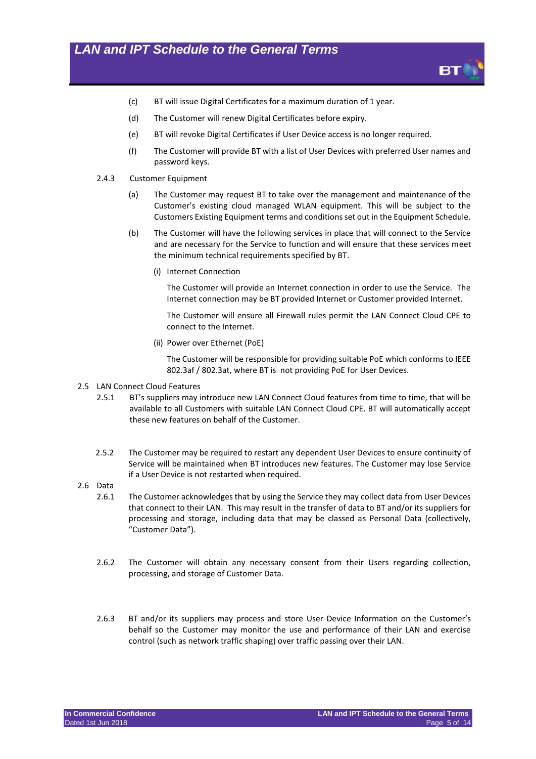(c) BT will issue Digital Certificates for a maximum duration of 1 year.

(d) The Customer will renew Digital Certificates before expiry.

(e) BT will revoke Digital Certificates if User Device access is no longer required.

(f) The Customer will provide BT with a list of User Devices with preferred User names and password keys.

2.4.3 Customer Equipment

(a) The Customer may request BT to take over the management and maintenance of the Customer's existing cloud managed WLAN equipment. This will be subject to the Customers Existing Equipment terms and conditions set out in the Equipment Schedule.

(b) The Customer will have the following services in place that will connect to the Service and are necessary for the Service to function and will ensure that these services meet the minimum technical requirements specified by BT.

(i) Internet Connection

The Customer will provide an Internet connection in order to use the Service. The Internet connection may be BT provided Internet or Customer provided Internet.

The Customer will ensure all Firewall rules permit the LAN Connect Cloud CPE to connect to the Internet.

(ii) Power over Ethernet (PoE)

The Customer will be responsible for providing suitable PoE which conforms to IEEE 802.3af / 802.3at, where BT is not providing PoE for User Devices.

2.5 LAN Connect Cloud Features

2.5.1 BT's suppliers may introduce new LAN Connect Cloud features from time to time, that will be available to all Customers with suitable LAN Connect Cloud CPE. BT will automatically accept these new features on behalf of the Customer.

2.5.2 The Customer may be required to restart any dependent User Devices to ensure continuity of Service will be maintained when BT introduces new features. The Customer may lose Service if a User Device is not restarted when required.

2.6 Data

2.6.1 The Customer acknowledges that by using the Service they may collect data from User Devices that connect to their LAN. This may result in the transfer of data to BT and/or its suppliers for processing and storage, including data that may be classed as Personal Data (collectively, "Customer Data").

2.6.2 The Customer will obtain any necessary consent from their Users regarding collection, processing, and storage of Customer Data.

2.6.3 BT and/or its suppliers may process and store User Device Information on the Customer's behalf so the Customer may monitor the use and performance of their LAN and exercise control (such as network traffic shaping) over traffic passing over their LAN.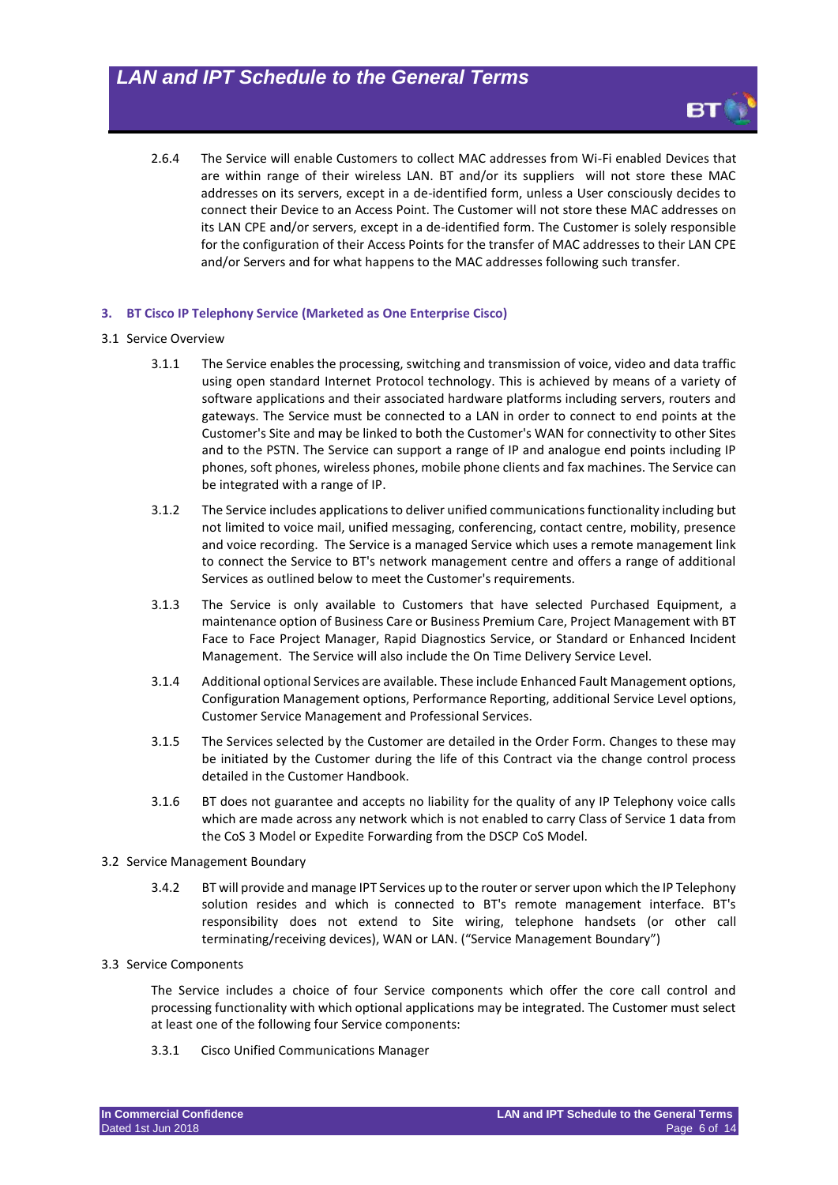2.6.4 The Service will enable Customers to collect MAC addresses from Wi-Fi enabled Devices that are within range of their wireless LAN. BT and/or its suppliers will not store these MAC addresses on its servers, except in a de-identified form, unless a User consciously decides to connect their Device to an Access Point. The Customer will not store these MAC addresses on its LAN CPE and/or servers, except in a de-identified form. The Customer is solely responsible for the configuration of their Access Points for the transfer of MAC addresses to their LAN CPE and/or Servers and for what happens to the MAC addresses following such transfer.

## 3. BT Cisco IP Telephony Service (Marketed as One Enterprise Cisco)

3.1 Service Overview

3.1.1 The Service enables the processing, switching and transmission of voice, video and data traffic using open standard Internet Protocol technology. This is achieved by means of a variety of software applications and their associated hardware platforms including servers, routers and gateways. The Service must be connected to a LAN in order to connect to end points at the Customer's Site and may be linked to both the Customer's WAN for connectivity to other Sites and to the PSTN. The Service can support a range of IP and analogue end points including IP phones, soft phones, wireless phones, mobile phone clients and fax machines. The Service can be integrated with a range of IP.

3.1.2 The Service includes applications to deliver unified communications functionality including but not limited to voice mail, unified messaging, conferencing, contact centre, mobility, presence and voice recording. The Service is a managed Service which uses a remote management link to connect the Service to BT's network management centre and offers a range of additional Services as outlined below to meet the Customer's requirements.

3.1.3 The Service is only available to Customers that have selected Purchased Equipment, a maintenance option of Business Care or Business Premium Care, Project Management with BT Face to Face Project Manager, Rapid Diagnostics Service, or Standard or Enhanced Incident Management. The Service will also include the On Time Delivery Service Level.

3.1.4 Additional optional Services are available. These include Enhanced Fault Management options, Configuration Management options, Performance Reporting, additional Service Level options, Customer Service Management and Professional Services.

3.1.5 The Services selected by the Customer are detailed in the Order Form. Changes to these may be initiated by the Customer during the life of this Contract via the change control process detailed in the Customer Handbook.

3.1.6 BT does not guarantee and accepts no liability for the quality of any IP Telephony voice calls which are made across any network which is not enabled to carry Class of Service 1 data from the CoS 3 Model or Expedite Forwarding from the DSCP CoS Model.

3.2 Service Management Boundary

3.4.2 BT will provide and manage IPT Services up to the router or server upon which the IP Telephony solution resides and which is connected to BT's remote management interface. BT's responsibility does not extend to Site wiring, telephone handsets (or other call terminating/receiving devices), WAN or LAN. ("Service Management Boundary")

3.3 Service Components

The Service includes a choice of four Service components which offer the core call control and processing functionality with which optional applications may be integrated. The Customer must select at least one of the following four Service components:

3.3.1 Cisco Unified Communications Manager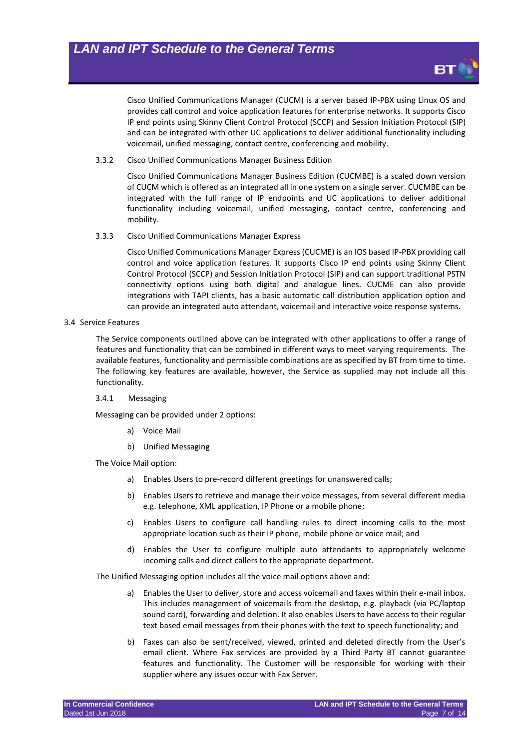Cisco Unified Communications Manager (CUCM) is a server based IP-PBX using Linux OS and provides call control and voice application features for enterprise networks. It supports Cisco IP end points using Skinny Client Control Protocol (SCCP) and Session Initiation Protocol (SIP) and can be integrated with other UC applications to deliver additional functionality including voicemail, unified messaging, contact centre, conferencing and mobility.

#### 3.3.2 Cisco Unified Communications Manager Business Edition

Cisco Unified Communications Manager Business Edition (CUCMBE) is a scaled down version of CUCM which is offered as an integrated all in one system on a single server. CUCMBE can be integrated with the full range of IP endpoints and UC applications to deliver additional functionality including voicemail, unified messaging, contact centre, conferencing and mobility.

#### 3.3.3 Cisco Unified Communications Manager Express

Cisco Unified Communications Manager Express (CUCME) is an IOS based IP-PBX providing call control and voice application features. It supports Cisco IP end points using Skinny Client Control Protocol (SCCP) and Session Initiation Protocol (SIP) and can support traditional PSTN connectivity options using both digital and analogue lines. CUCME can also provide integrations with TAPI clients, has a basic automatic call distribution application option and can provide an integrated auto attendant, voicemail and interactive voice response systems.

### 3.4 Service Features

The Service components outlined above can be integrated with other applications to offer a range of features and functionality that can be combined in different ways to meet varying requirements. The available features, functionality and permissible combinations are as specified by BT from time to time. The following key features are available, however, the Service as supplied may not include all this functionality.

#### 3.4.1 Messaging

Messaging can be provided under 2 options:

a) Voice Mail

b) Unified Messaging

The Voice Mail option:

a) Enables Users to pre-record different greetings for unanswered calls;

b) Enables Users to retrieve and manage their voice messages, from several different media e.g. telephone, XML application, IP Phone or a mobile phone;

c) Enables Users to configure call handling rules to direct incoming calls to the most appropriate location such as their IP phone, mobile phone or voice mail; and

d) Enables the User to configure multiple auto attendants to appropriately welcome incoming calls and direct callers to the appropriate department.

The Unified Messaging option includes all the voice mail options above and:

a) Enables the User to deliver, store and access voicemail and faxes within their e-mail inbox. This includes management of voicemails from the desktop, e.g. playback (via PC/laptop sound card), forwarding and deletion. It also enables Users to have access to their regular text based email messages from their phones with the text to speech functionality; and

b) Faxes can also be sent/received, viewed, printed and deleted directly from the User's email client. Where Fax services are provided by a Third Party BT cannot guarantee features and functionality. The Customer will be responsible for working with their supplier where any issues occur with Fax Server.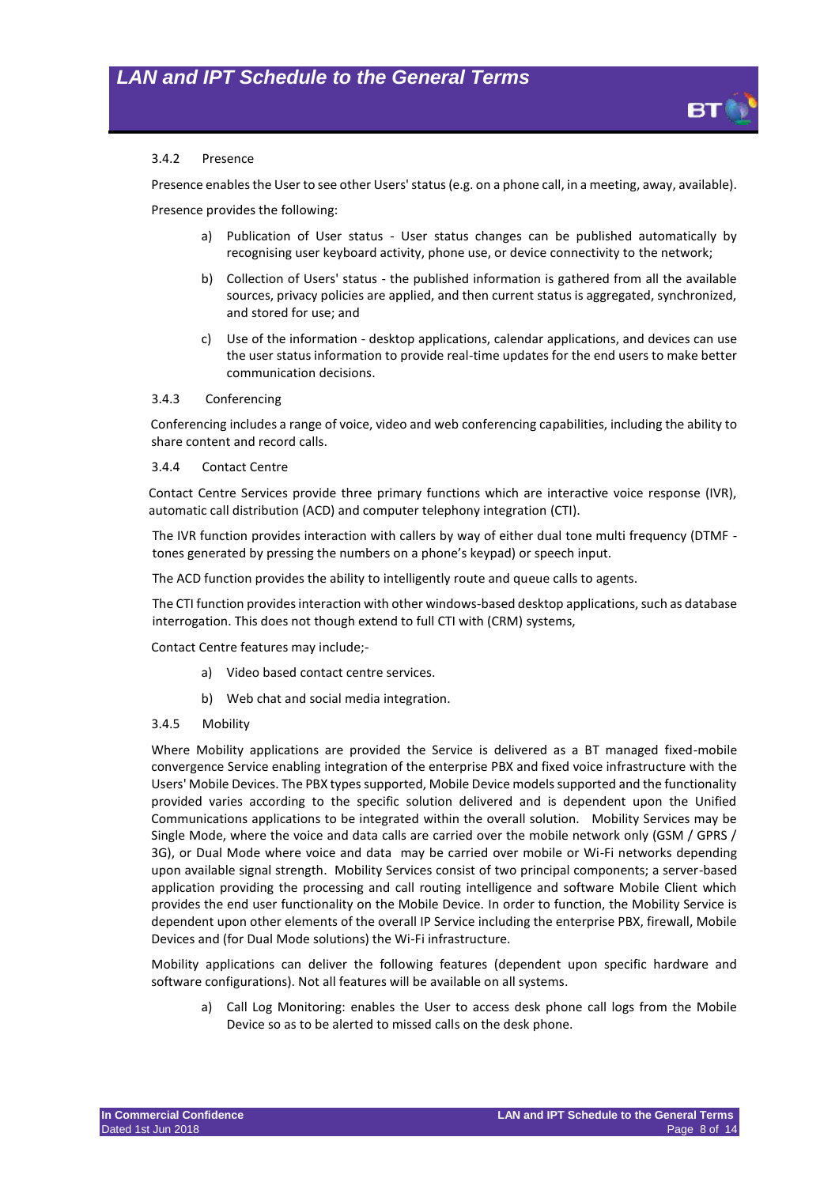#### 3.4.2 Presence

Presence enables the User to see other Users' status (e.g. on a phone call, in a meeting, away, available).

Presence provides the following:

a) Publication of User status - User status changes can be published automatically by recognising user keyboard activity, phone use, or device connectivity to the network;

b) Collection of Users' status - the published information is gathered from all the available sources, privacy policies are applied, and then current status is aggregated, synchronized, and stored for use; and

c) Use of the information - desktop applications, calendar applications, and devices can use the user status information to provide real-time updates for the end users to make better communication decisions.

#### 3.4.3 Conferencing

Conferencing includes a range of voice, video and web conferencing capabilities, including the ability to share content and record calls.

#### 3.4.4 Contact Centre

Contact Centre Services provide three primary functions which are interactive voice response (IVR), automatic call distribution (ACD) and computer telephony integration (CTI).

The IVR function provides interaction with callers by way of either dual tone multi frequency (DTMF - tones generated by pressing the numbers on a phone's keypad) or speech input.

The ACD function provides the ability to intelligently route and queue calls to agents.

The CTI function provides interaction with other windows-based desktop applications, such as database interrogation. This does not though extend to full CTI with (CRM) systems,

Contact Centre features may include;-

a) Video based contact centre services.

b) Web chat and social media integration.

#### 3.4.5 Mobility

Where Mobility applications are provided the Service is delivered as a BT managed fixed-mobile convergence Service enabling integration of the enterprise PBX and fixed voice infrastructure with the Users' Mobile Devices. The PBX types supported, Mobile Device models supported and the functionality provided varies according to the specific solution delivered and is dependent upon the Unified Communications applications to be integrated within the overall solution. Mobility Services may be Single Mode, where the voice and data calls are carried over the mobile network only (GSM / GPRS / 3G), or Dual Mode where voice and data may be carried over mobile or Wi-Fi networks depending upon available signal strength. Mobility Services consist of two principal components; a server-based application providing the processing and call routing intelligence and software Mobile Client which provides the end user functionality on the Mobile Device. In order to function, the Mobility Service is dependent upon other elements of the overall IP Service including the enterprise PBX, firewall, Mobile Devices and (for Dual Mode solutions) the Wi-Fi infrastructure.

Mobility applications can deliver the following features (dependent upon specific hardware and software configurations). Not all features will be available on all systems.

a) Call Log Monitoring: enables the User to access desk phone call logs from the Mobile Device so as to be alerted to missed calls on the desk phone.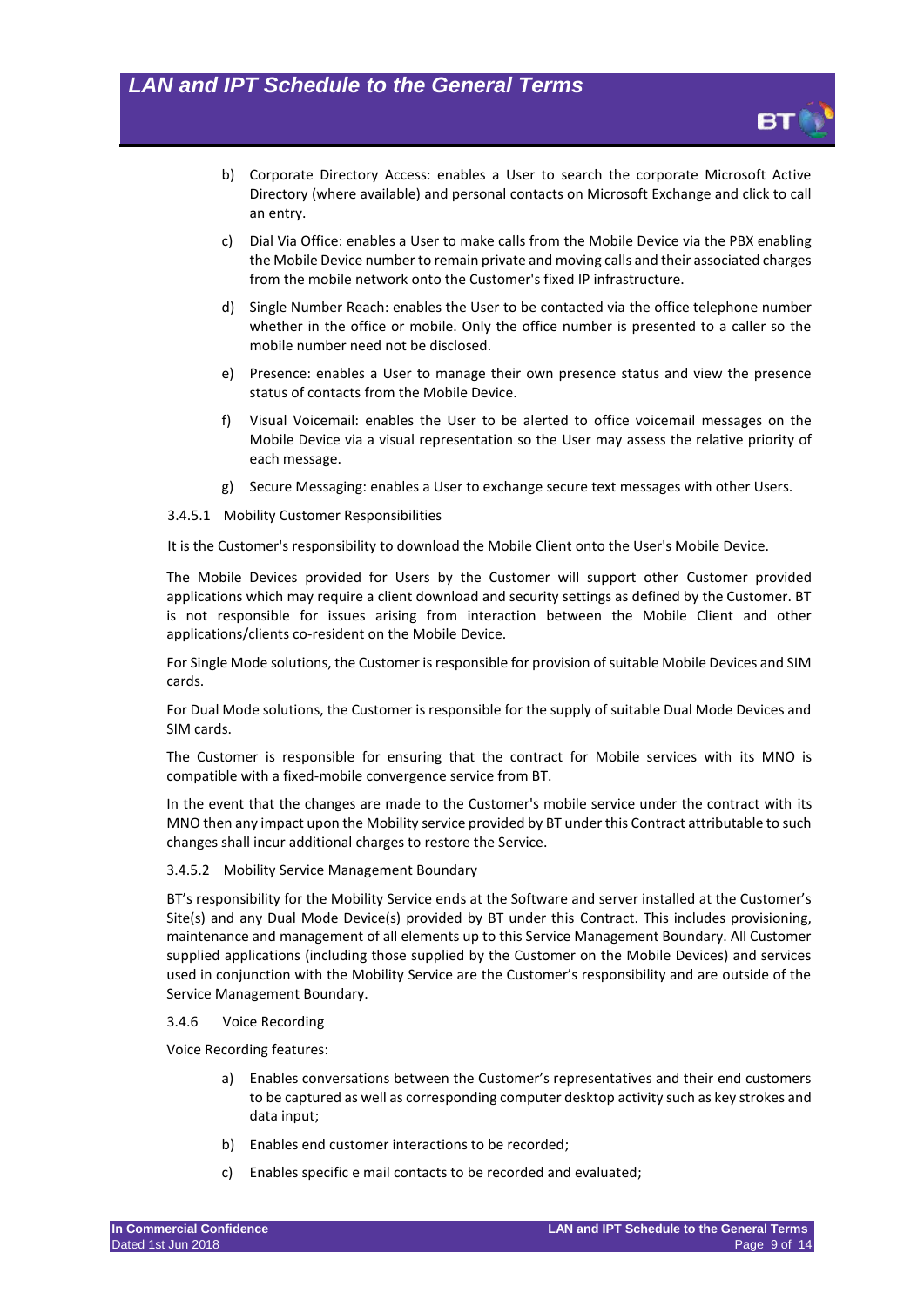b) Corporate Directory Access: enables a User to search the corporate Microsoft Active Directory (where available) and personal contacts on Microsoft Exchange and click to call an entry.

c) Dial Via Office: enables a User to make calls from the Mobile Device via the PBX enabling the Mobile Device number to remain private and moving calls and their associated charges from the mobile network onto the Customer's fixed IP infrastructure.

d) Single Number Reach: enables the User to be contacted via the office telephone number whether in the office or mobile. Only the office number is presented to a caller so the mobile number need not be disclosed.

e) Presence: enables a User to manage their own presence status and view the presence status of contacts from the Mobile Device.

f) Visual Voicemail: enables the User to be alerted to office voicemail messages on the Mobile Device via a visual representation so the User may assess the relative priority of each message.

g) Secure Messaging: enables a User to exchange secure text messages with other Users.

#### 3.4.5.1 Mobility Customer Responsibilities

It is the Customer's responsibility to download the Mobile Client onto the User's Mobile Device.

The Mobile Devices provided for Users by the Customer will support other Customer provided applications which may require a client download and security settings as defined by the Customer. BT is not responsible for issues arising from interaction between the Mobile Client and other applications/clients co-resident on the Mobile Device.

For Single Mode solutions, the Customer is responsible for provision of suitable Mobile Devices and SIM cards.

For Dual Mode solutions, the Customer is responsible for the supply of suitable Dual Mode Devices and SIM cards.

The Customer is responsible for ensuring that the contract for Mobile services with its MNO is compatible with a fixed-mobile convergence service from BT.

In the event that the changes are made to the Customer's mobile service under the contract with its MNO then any impact upon the Mobility service provided by BT under this Contract attributable to such changes shall incur additional charges to restore the Service.

#### 3.4.5.2 Mobility Service Management Boundary

BT's responsibility for the Mobility Service ends at the Software and server installed at the Customer's Site(s) and any Dual Mode Device(s) provided by BT under this Contract. This includes provisioning, maintenance and management of all elements up to this Service Management Boundary. All Customer supplied applications (including those supplied by the Customer on the Mobile Devices) and services used in conjunction with the Mobility Service are the Customer's responsibility and are outside of the Service Management Boundary.

### 3.4.6 Voice Recording

Voice Recording features:

a) Enables conversations between the Customer's representatives and their end customers to be captured as well as corresponding computer desktop activity such as key strokes and data input;

b) Enables end customer interactions to be recorded;

c) Enables specific e mail contacts to be recorded and evaluated;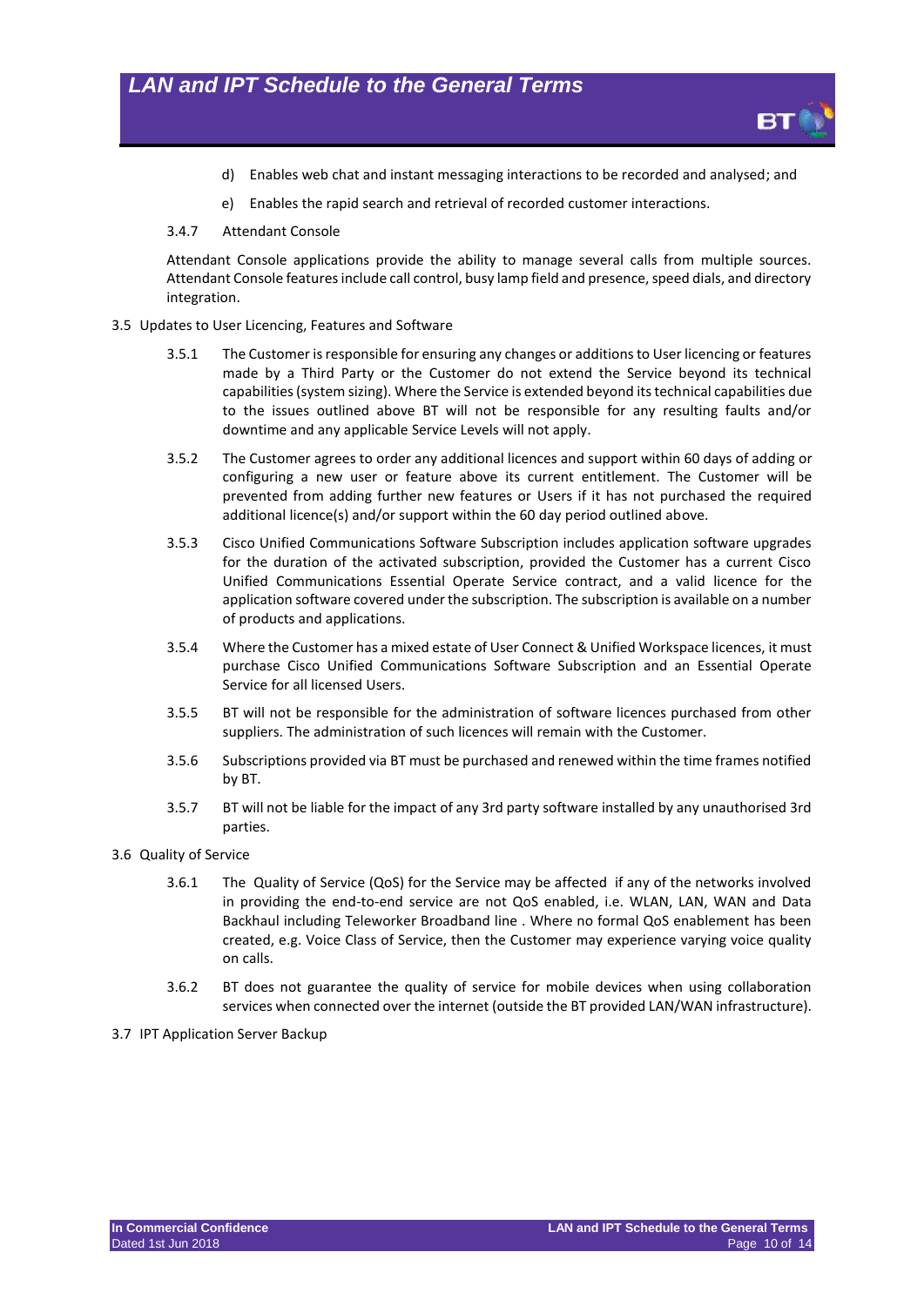d) Enables web chat and instant messaging interactions to be recorded and analysed; and

e) Enables the rapid search and retrieval of recorded customer interactions.

3.4.7 Attendant Console

Attendant Console applications provide the ability to manage several calls from multiple sources. Attendant Console features include call control, busy lamp field and presence, speed dials, and directory integration.

3.5 Updates to User Licencing, Features and Software

3.5.1 The Customer is responsible for ensuring any changes or additions to User licencing or features made by a Third Party or the Customer do not extend the Service beyond its technical capabilities (system sizing). Where the Service is extended beyond its technical capabilities due to the issues outlined above BT will not be responsible for any resulting faults and/or downtime and any applicable Service Levels will not apply.

3.5.2 The Customer agrees to order any additional licences and support within 60 days of adding or configuring a new user or feature above its current entitlement. The Customer will be prevented from adding further new features or Users if it has not purchased the required additional licence(s) and/or support within the 60 day period outlined above.

3.5.3 Cisco Unified Communications Software Subscription includes application software upgrades for the duration of the activated subscription, provided the Customer has a current Cisco Unified Communications Essential Operate Service contract, and a valid licence for the application software covered under the subscription. The subscription is available on a number of products and applications.

3.5.4 Where the Customer has a mixed estate of User Connect & Unified Workspace licences, it must purchase Cisco Unified Communications Software Subscription and an Essential Operate Service for all licensed Users.

3.5.5 BT will not be responsible for the administration of software licences purchased from other suppliers. The administration of such licences will remain with the Customer.

3.5.6 Subscriptions provided via BT must be purchased and renewed within the time frames notified by BT.

3.5.7 BT will not be liable for the impact of any 3rd party software installed by any unauthorised 3rd parties.

3.6 Quality of Service

3.6.1 The Quality of Service (QoS) for the Service may be affected if any of the networks involved in providing the end-to-end service are not QoS enabled, i.e. WLAN, LAN, WAN and Data Backhaul including Teleworker Broadband line . Where no formal QoS enablement has been created, e.g. Voice Class of Service, then the Customer may experience varying voice quality on calls.

3.6.2 BT does not guarantee the quality of service for mobile devices when using collaboration services when connected over the internet (outside the BT provided LAN/WAN infrastructure).

3.7 IPT Application Server Backup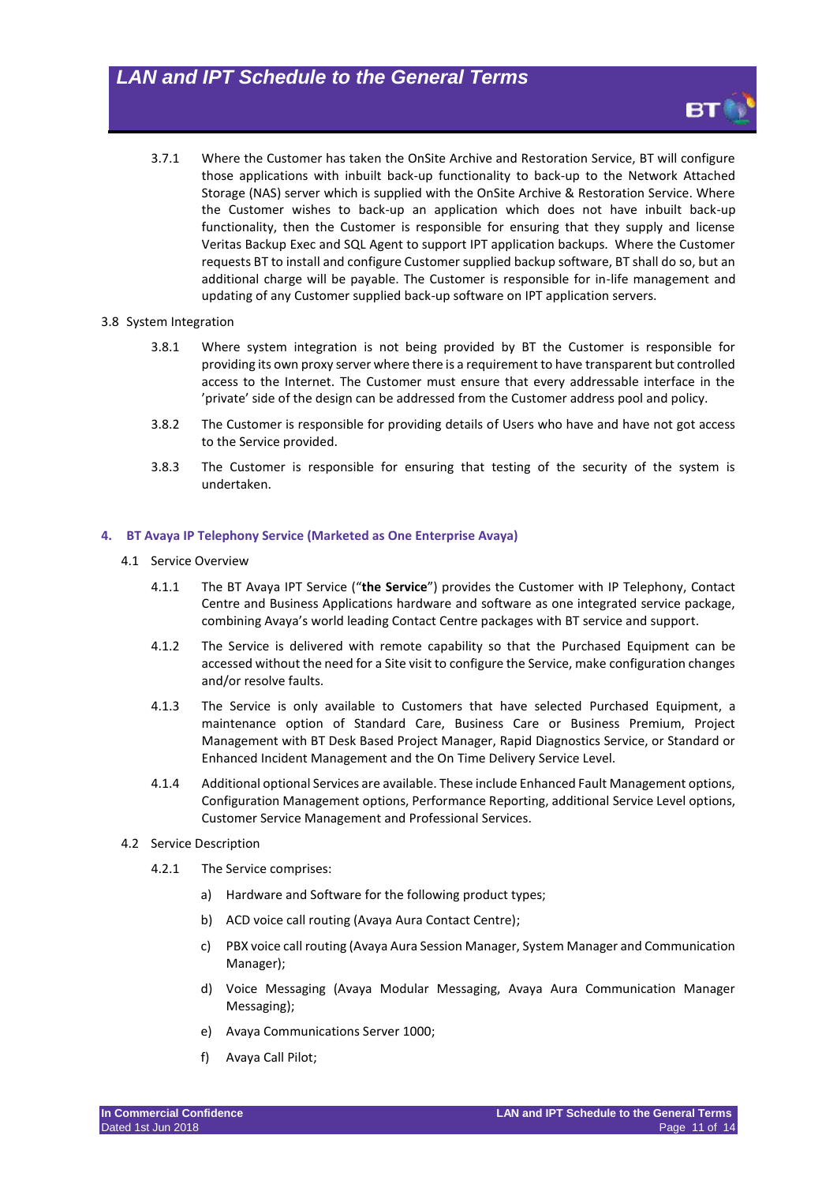3.7.1 Where the Customer has taken the OnSite Archive and Restoration Service, BT will configure those applications with inbuilt back-up functionality to back-up to the Network Attached Storage (NAS) server which is supplied with the OnSite Archive & Restoration Service. Where the Customer wishes to back-up an application which does not have inbuilt back-up functionality, then the Customer is responsible for ensuring that they supply and license Veritas Backup Exec and SQL Agent to support IPT application backups. Where the Customer requests BT to install and configure Customer supplied backup software, BT shall do so, but an additional charge will be payable. The Customer is responsible for in-life management and updating of any Customer supplied back-up software on IPT application servers.

3.8 System Integration

3.8.1 Where system integration is not being provided by BT the Customer is responsible for providing its own proxy server where there is a requirement to have transparent but controlled access to the Internet. The Customer must ensure that every addressable interface in the 'private' side of the design can be addressed from the Customer address pool and policy.

3.8.2 The Customer is responsible for providing details of Users who have and have not got access to the Service provided.

3.8.3 The Customer is responsible for ensuring that testing of the security of the system is undertaken.

## 4. BT Avaya IP Telephony Service (Marketed as One Enterprise Avaya)

4.1 Service Overview

4.1.1 The BT Avaya IPT Service ("**the Service**") provides the Customer with IP Telephony, Contact Centre and Business Applications hardware and software as one integrated service package, combining Avaya's world leading Contact Centre packages with BT service and support.

4.1.2 The Service is delivered with remote capability so that the Purchased Equipment can be accessed without the need for a Site visit to configure the Service, make configuration changes and/or resolve faults.

4.1.3 The Service is only available to Customers that have selected Purchased Equipment, a maintenance option of Standard Care, Business Care or Business Premium, Project Management with BT Desk Based Project Manager, Rapid Diagnostics Service, or Standard or Enhanced Incident Management and the On Time Delivery Service Level.

4.1.4 Additional optional Services are available. These include Enhanced Fault Management options, Configuration Management options, Performance Reporting, additional Service Level options, Customer Service Management and Professional Services.

4.2 Service Description

4.2.1 The Service comprises:

a) Hardware and Software for the following product types;

b) ACD voice call routing (Avaya Aura Contact Centre);

c) PBX voice call routing (Avaya Aura Session Manager, System Manager and Communication Manager);

d) Voice Messaging (Avaya Modular Messaging, Avaya Aura Communication Manager Messaging);

e) Avaya Communications Server 1000;

f) Avaya Call Pilot;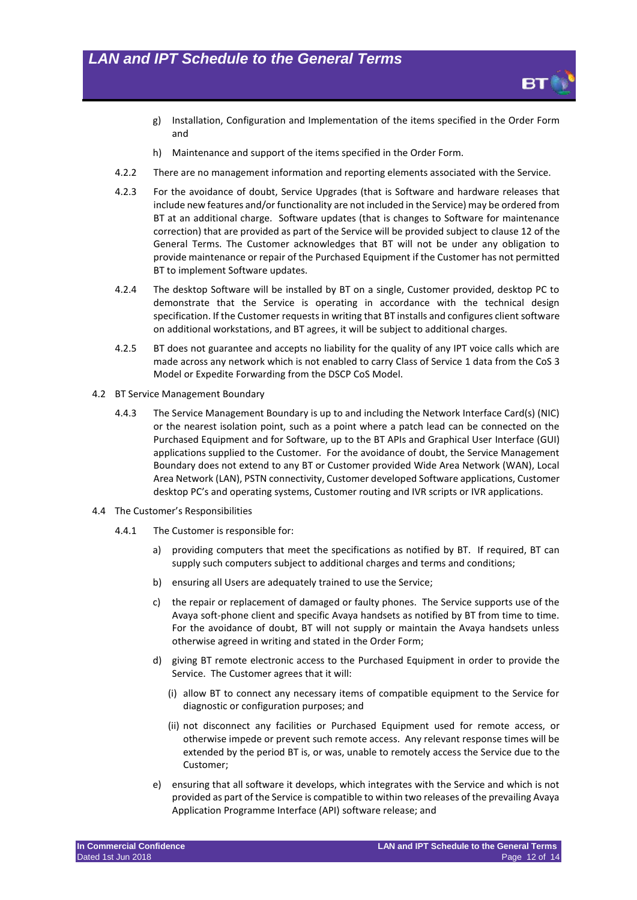g) Installation, Configuration and Implementation of the items specified in the Order Form and

h) Maintenance and support of the items specified in the Order Form.

4.2.2 There are no management information and reporting elements associated with the Service.

4.2.3 For the avoidance of doubt, Service Upgrades (that is Software and hardware releases that include new features and/or functionality are not included in the Service) may be ordered from BT at an additional charge. Software updates (that is changes to Software for maintenance correction) that are provided as part of the Service will be provided subject to clause 12 of the General Terms. The Customer acknowledges that BT will not be under any obligation to provide maintenance or repair of the Purchased Equipment if the Customer has not permitted BT to implement Software updates.

4.2.4 The desktop Software will be installed by BT on a single, Customer provided, desktop PC to demonstrate that the Service is operating in accordance with the technical design specification. If the Customer requests in writing that BT installs and configures client software on additional workstations, and BT agrees, it will be subject to additional charges.

4.2.5 BT does not guarantee and accepts no liability for the quality of any IPT voice calls which are made across any network which is not enabled to carry Class of Service 1 data from the CoS 3 Model or Expedite Forwarding from the DSCP CoS Model.

4.2 BT Service Management Boundary

4.4.3 The Service Management Boundary is up to and including the Network Interface Card(s) (NIC) or the nearest isolation point, such as a point where a patch lead can be connected on the Purchased Equipment and for Software, up to the BT APIs and Graphical User Interface (GUI) applications supplied to the Customer. For the avoidance of doubt, the Service Management Boundary does not extend to any BT or Customer provided Wide Area Network (WAN), Local Area Network (LAN), PSTN connectivity, Customer developed Software applications, Customer desktop PC's and operating systems, Customer routing and IVR scripts or IVR applications.

4.4 The Customer's Responsibilities

4.4.1 The Customer is responsible for:

a) providing computers that meet the specifications as notified by BT. If required, BT can supply such computers subject to additional charges and terms and conditions;

b) ensuring all Users are adequately trained to use the Service;

c) the repair or replacement of damaged or faulty phones. The Service supports use of the Avaya soft-phone client and specific Avaya handsets as notified by BT from time to time. For the avoidance of doubt, BT will not supply or maintain the Avaya handsets unless otherwise agreed in writing and stated in the Order Form;

d) giving BT remote electronic access to the Purchased Equipment in order to provide the Service. The Customer agrees that it will:

(i) allow BT to connect any necessary items of compatible equipment to the Service for diagnostic or configuration purposes; and

(ii) not disconnect any facilities or Purchased Equipment used for remote access, or otherwise impede or prevent such remote access. Any relevant response times will be extended by the period BT is, or was, unable to remotely access the Service due to the Customer;

e) ensuring that all software it develops, which integrates with the Service and which is not provided as part of the Service is compatible to within two releases of the prevailing Avaya Application Programme Interface (API) software release; and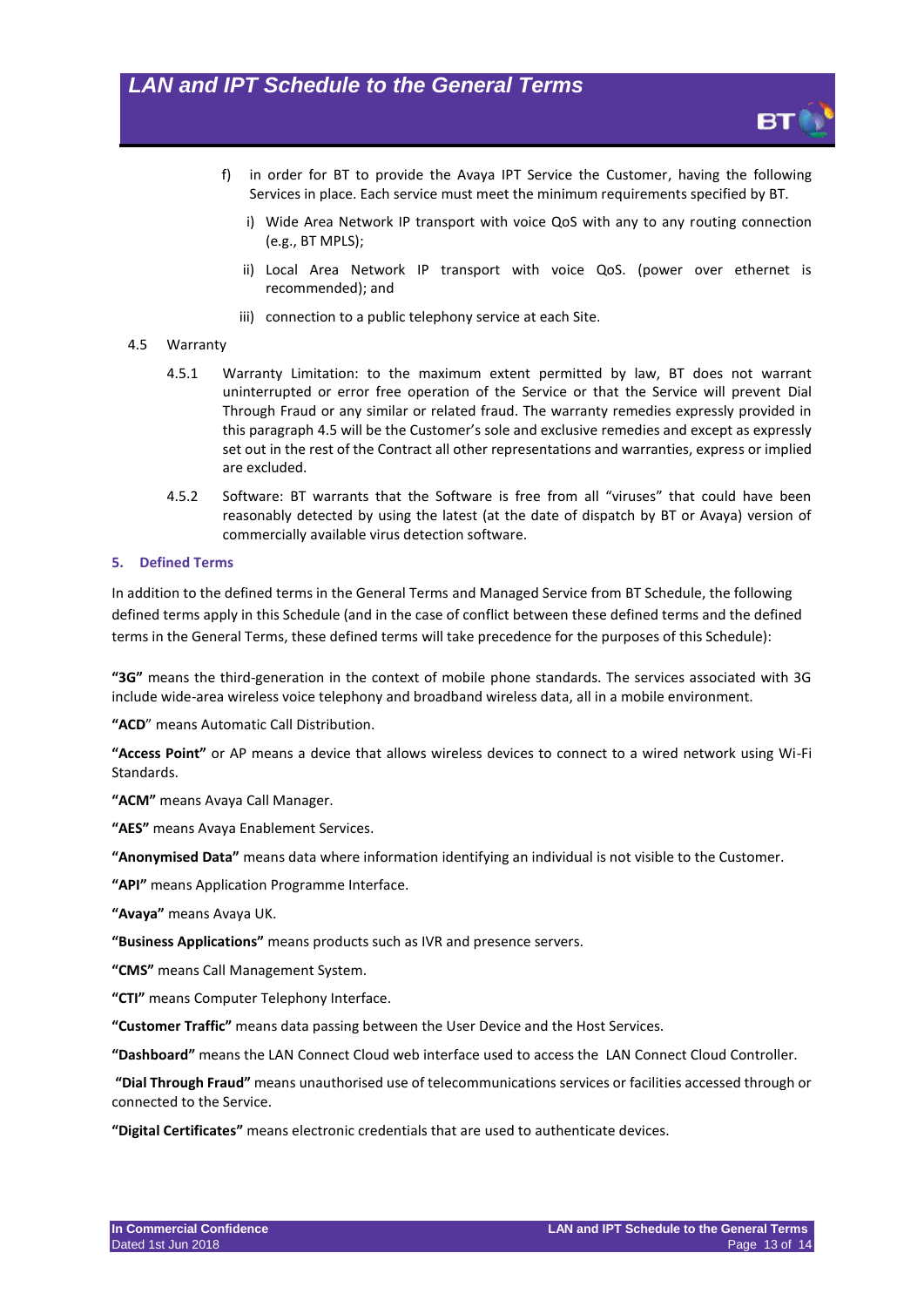f) in order for BT to provide the Avaya IPT Service the Customer, having the following Services in place. Each service must meet the minimum requirements specified by BT.

   i) Wide Area Network IP transport with voice QoS with any to any routing connection (e.g., BT MPLS);

   ii) Local Area Network IP transport with voice QoS. (power over ethernet is recommended); and

   iii) connection to a public telephony service at each Site.

4.5 Warranty

4.5.1 Warranty Limitation: to the maximum extent permitted by law, BT does not warrant uninterrupted or error free operation of the Service or that the Service will prevent Dial Through Fraud or any similar or related fraud. The warranty remedies expressly provided in this paragraph 4.5 will be the Customer's sole and exclusive remedies and except as expressly set out in the rest of the Contract all other representations and warranties, express or implied are excluded.

4.5.2 Software: BT warrants that the Software is free from all "viruses" that could have been reasonably detected by using the latest (at the date of dispatch by BT or Avaya) version of commercially available virus detection software.

## 5. Defined Terms

In addition to the defined terms in the General Terms and Managed Service from BT Schedule, the following defined terms apply in this Schedule (and in the case of conflict between these defined terms and the defined terms in the General Terms, these defined terms will take precedence for the purposes of this Schedule):

**"3G"** means the third-generation in the context of mobile phone standards. The services associated with 3G include wide-area wireless voice telephony and broadband wireless data, all in a mobile environment.

**"ACD"** means Automatic Call Distribution.

**"Access Point"** or AP means a device that allows wireless devices to connect to a wired network using Wi-Fi Standards.

**"ACM"** means Avaya Call Manager.

**"AES"** means Avaya Enablement Services.

**"Anonymised Data"** means data where information identifying an individual is not visible to the Customer.

**"API"** means Application Programme Interface.

**"Avaya"** means Avaya UK.

**"Business Applications"** means products such as IVR and presence servers.

**"CMS"** means Call Management System.

**"CTI"** means Computer Telephony Interface.

**"Customer Traffic"** means data passing between the User Device and the Host Services.

**"Dashboard"** means the LAN Connect Cloud web interface used to access the LAN Connect Cloud Controller.

**"Dial Through Fraud"** means unauthorised use of telecommunications services or facilities accessed through or connected to the Service.

**"Digital Certificates"** means electronic credentials that are used to authenticate devices.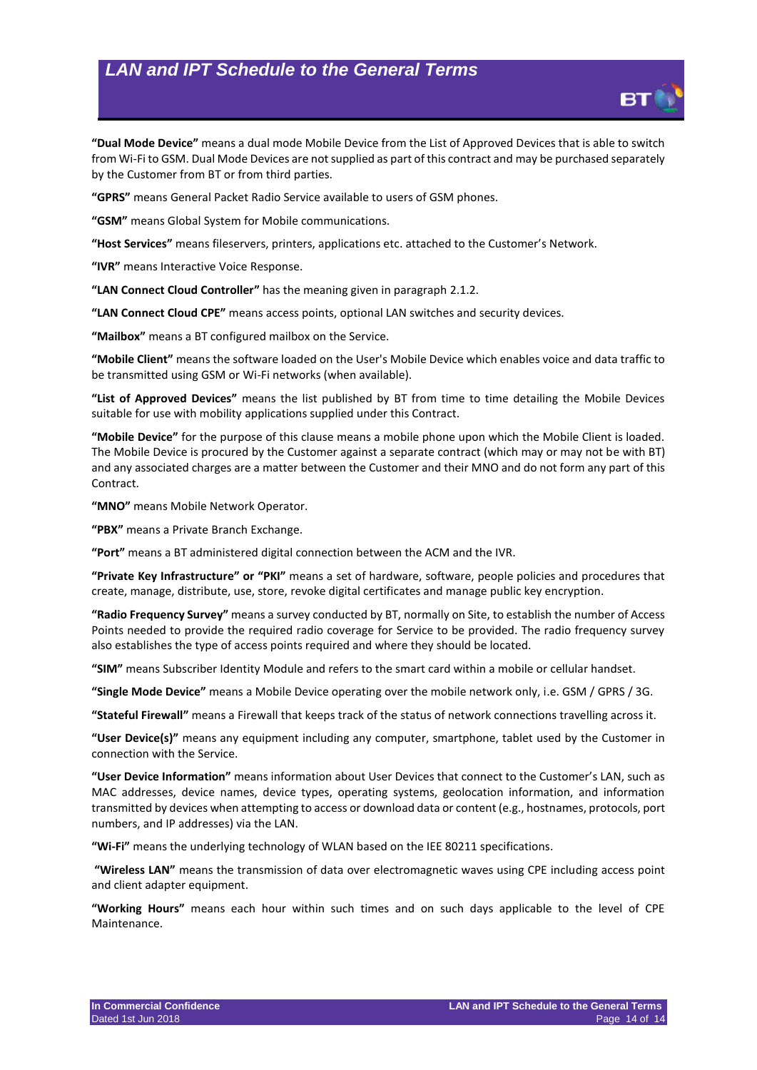**"Dual Mode Device"** means a dual mode Mobile Device from the List of Approved Devices that is able to switch from Wi-Fi to GSM. Dual Mode Devices are not supplied as part of this contract and may be purchased separately by the Customer from BT or from third parties.

**"GPRS"** means General Packet Radio Service available to users of GSM phones.

**"GSM"** means Global System for Mobile communications.

**"Host Services"** means fileservers, printers, applications etc. attached to the Customer's Network.

**"IVR"** means Interactive Voice Response.

**"LAN Connect Cloud Controller"** has the meaning given in paragraph 2.1.2.

**"LAN Connect Cloud CPE"** means access points, optional LAN switches and security devices.

**"Mailbox"** means a BT configured mailbox on the Service.

**"Mobile Client"** means the software loaded on the User's Mobile Device which enables voice and data traffic to be transmitted using GSM or Wi-Fi networks (when available).

**"List of Approved Devices"** means the list published by BT from time to time detailing the Mobile Devices suitable for use with mobility applications supplied under this Contract.

**"Mobile Device"** for the purpose of this clause means a mobile phone upon which the Mobile Client is loaded. The Mobile Device is procured by the Customer against a separate contract (which may or may not be with BT) and any associated charges are a matter between the Customer and their MNO and do not form any part of this Contract.

**"MNO"** means Mobile Network Operator.

**"PBX"** means a Private Branch Exchange.

**"Port"** means a BT administered digital connection between the ACM and the IVR.

**"Private Key Infrastructure" or "PKI"** means a set of hardware, software, people policies and procedures that create, manage, distribute, use, store, revoke digital certificates and manage public key encryption.

**"Radio Frequency Survey"** means a survey conducted by BT, normally on Site, to establish the number of Access Points needed to provide the required radio coverage for Service to be provided. The radio frequency survey also establishes the type of access points required and where they should be located.

**"SIM"** means Subscriber Identity Module and refers to the smart card within a mobile or cellular handset.

**"Single Mode Device"** means a Mobile Device operating over the mobile network only, i.e. GSM / GPRS / 3G.

**"Stateful Firewall"** means a Firewall that keeps track of the status of network connections travelling across it.

**"User Device(s)"** means any equipment including any computer, smartphone, tablet used by the Customer in connection with the Service.

**"User Device Information"** means information about User Devices that connect to the Customer's LAN, such as MAC addresses, device names, device types, operating systems, geolocation information, and information transmitted by devices when attempting to access or download data or content (e.g., hostnames, protocols, port numbers, and IP addresses) via the LAN.

**"Wi-Fi"** means the underlying technology of WLAN based on the IEE 80211 specifications.

**"Wireless LAN"** means the transmission of data over electromagnetic waves using CPE including access point and client adapter equipment.

**"Working Hours"** means each hour within such times and on such days applicable to the level of CPE Maintenance.